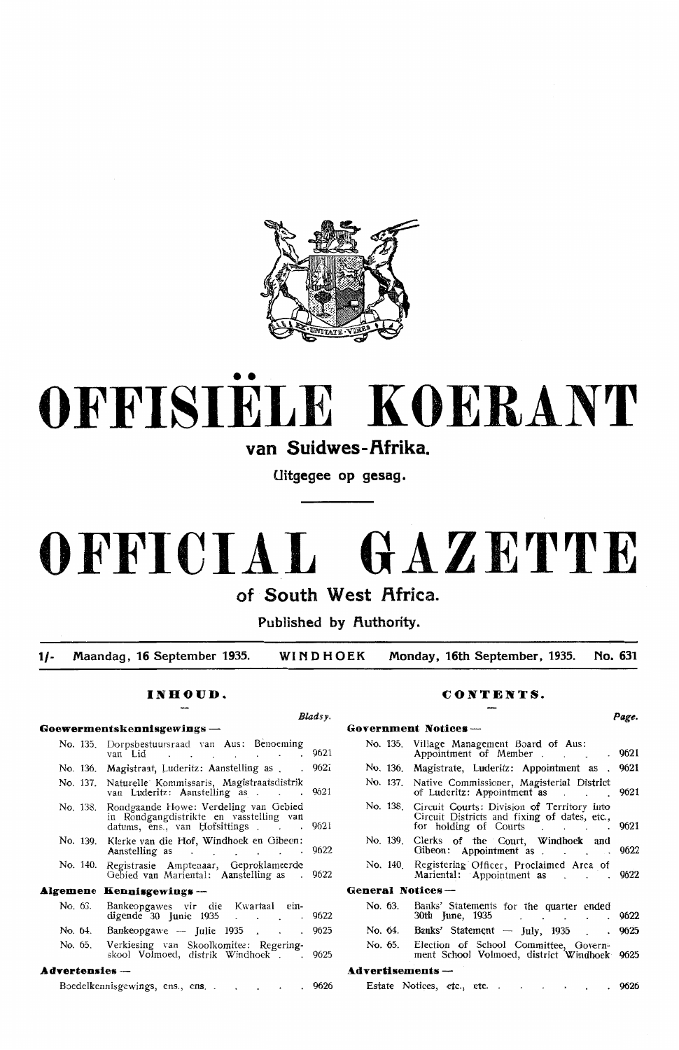# OFFISIËLE KOERANT

## van Suidwes-Afrika.

Uitgegee op gesag.

# OFFICIAL GAZETTE

## of South West Africa.

Published by Authority.

1/- Maandag, 16 September 1935. WINDHOEK Monday, 16th September, 1935. No. 631

### INHOUD.

| | | Bladsy. |
|---|---|---|
| **Goewermentskennisgewings —** | | |
| No. 135. | Dorpsbestuursraad van Aus: Benoeming van Lid | 9621 |
| No. 136. | Magistraat, Luderitz: Aanstelling as | 9621 |
| No. 137. | Naturelle Kommissaris, Magistraatsdistrik van Luderitz: Aanstelling as | 9621 |
| No. 138. | Rondgaande Howe: Verdeling van Gebied in Rondgangdistrikte en vasstelling van datums, ens., van Hofsittings | 9621 |
| No. 139. | Klerke van die Hof, Windhoek en Gibeon: Aanstelling as | 9622 |
| No. 140. | Registrasie Amptenaar, Geproklameerde Gebied van Mariental: Aanstelling as | 9622 |
| **Algemene Kennisgewings —** | | |
| No. 63. | Bankeopgawes vir die Kwartaal eindigende 30 Junie 1935 | 9622 |
| No. 64. | Bankeopgawe — Julie 1935 | 9625 |
| No. 65. | Verkiesing van Skoolkomitee: Regeringskool Volmoed, distrik Windhoek | 9625 |
| **Advertensies —** | | |
| | Boedelkennisgewings, ens., ens. | 9626 |

### CONTENTS.

| | | Page. |
|---|---|---|
| **Government Notices —** | | |
| No. 135. | Village Management Board of Aus: Appointment of Member | 9621 |
| No. 136. | Magistrate, Luderitz: Appointment as | 9621 |
| No. 137. | Native Commissioner, Magisterial District of Luderitz: Appointment as | 9621 |
| No. 138. | Circuit Courts: Division of Territory into Circuit Districts and fixing of dates, etc., for holding of Courts | 9621 |
| No. 139. | Clerks of the Court, Windhoek and Gibeon: Appointment as | 9622 |
| No. 140. | Registering Officer, Proclaimed Area of Mariental: Appointment as | 9622 |
| **General Notices —** | | |
| No. 63. | Banks' Statements for the quarter ended 30th June, 1935 | 9622 |
| No. 64. | Banks' Statement — July, 1935 | 9625 |
| No. 65. | Election of School Committee, Government School Volmoed, district Windhoek | 9625 |
| **Advertisements —** | | |
| | Estate Notices, etc., etc. | 9626 |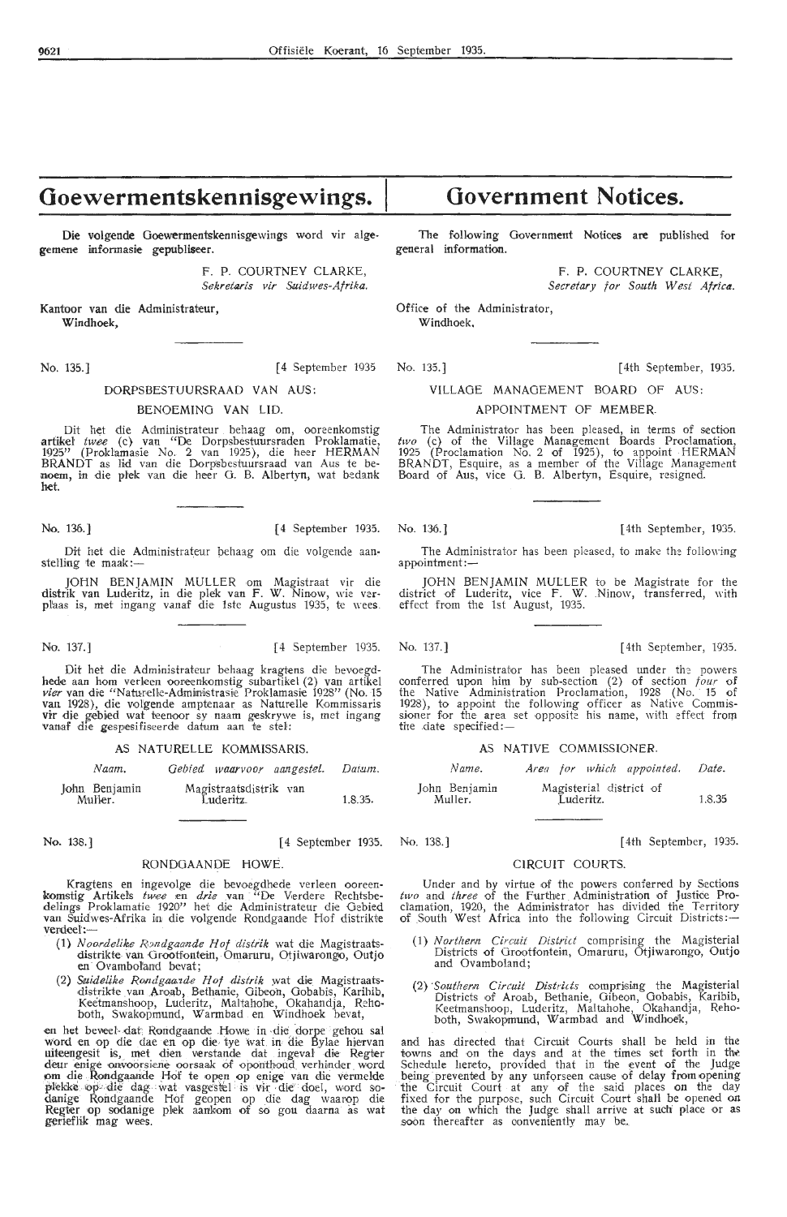# Goewermentskennisgewings.

Die volgende Goewermentskennisgewings word vir algemene informasie gepubliseer.

F. P. COURTNEY CLARKE,
*Sekretaris vir Suidwes-Afrika.*

Kantoor van die Administrateur,
Windhoek,

No. 135.] [4 September 1935

DORPSBESTUURSRAAD VAN AUS:

BENOEMING VAN LID.

Dit het die Administrateur behaag om, ooreenkomstig artikel *twee* (c) van "De Dorpsbestuursraden Proklamatie, 1925" (Proklamasie No. 2 van 1925), die heer HERMAN BRANDT as lid van die Dorpsbestuursraad van Aus te benoem, in die plek van die heer G. B. Albertyn, wat bedank het.

No. 136.] [4 September 1935.

Dit het die Administrateur behaag om die volgende aanstelling te maak:—

JOHN BENJAMIN MULLER om Magistraat vir die distrik van Luderitz, in die plek van F. W. Ninow, wie verplaas is, met ingang vanaf die 1ste Augustus 1935, te wees.

No. 137.] [4 September 1935.

Dit het die Administrateur behaag kragtens die bevoegdhede aan hom verleen ooreenkomstig subartikel (2) van artikel *vier* van die "Naturelle-Administrasie Proklamasie 1928" (No. 15 van 1928), die volgende amptenaar as Naturelle Kommissaris vir die gebied wat teenoor sy naam geskrywe is, met ingang vanaf die gespesifiseerde datum aan te stel:

AS NATURELLE KOMMISSARIS.

| *Naam.* | *Gebied waarvoor aangestel.* | *Datum.* |
|---|---|---|
| John Benjamin Muller. | Magistraatsdistrik van Luderitz. | 1.8.35. |

No. 138.] [4 September 1935.

RONDGAANDE HOWE.

Kragtens en ingevolge die bevoegdhede verleen ooreenkomstig Artikels *twee* en *drie* van "De Verdere Rechtsbedelings Proklamatie 1920" het die Administrateur die Gebied van Suidwes-Afrika in die volgende Rondgaande Hof distrikte verdeel:—

(1) *Noordelike Rondgaande Hof distrik* wat die Magistraatsdistrikte van Grootfontein, Omaruru, Otjiwarongo, Outjo en Ovamboland bevat;

(2) *Suidelike Rondgaande Hof distrik* wat die Magistraatsdistrikte van Aroab, Bethanie, Gibeon, Gobabis, Karibib, Keetmanshoop, Luderitz, Maltahohe, Okahandja, Rehoboth, Swakopmund, Warmbad en Windhoek bevat,

en het beveel dat Rondgaande Howe in die dorpe gehou sal word en op die dae en op die tye wat in die Bylae hiervan uiteengesit is, met dien verstande dat ingeval die Regter deur enige onvoorsiene oorsaak of oponthoud verhinder word om die Rondgaande Hof te open op enige van die vermelde plekke op die dag wat vasgestel is vir die doel, word sodanige Rondgaande Hof geopen op die dag waarop die Regter op sodanige plek aankom of so gou daarna as wat gerieflik mag wees.

# Government Notices.

The following Government Notices are published for general information.

F. P. COURTNEY CLARKE,
*Secretary for South West Africa.*

Office of the Administrator,
Windhoek.

No. 135.] [4th September, 1935.

VILLAGE MANAGEMENT BOARD OF AUS:

APPOINTMENT OF MEMBER.

The Administrator has been pleased, in terms of section *two* (c) of the Village Management Boards Proclamation, 1925 (Proclamation No. 2 of 1925), to appoint HERMAN BRANDT, Esquire, as a member of the Village Management Board of Aus, vice G. B. Albertyn, Esquire, resigned.

No. 136.] [4th September, 1935.

The Administrator has been pleased, to make the following appointment:—

JOHN BENJAMIN MULLER to be Magistrate for the district of Luderitz, vice F. W. Ninow, transferred, with effect from the 1st August, 1935.

No. 137.] [4th September, 1935.

The Administrator has been pleased under the powers conferred upon him by sub-section (2) of section *four* of the Native Administration Proclamation, 1928 (No. 15 of 1928), to appoint the following officer as Native Commissioner for the area set opposite his name, with effect from the date specified:—

AS NATIVE COMMISSIONER.

| *Name.* | *Area for which appointed.* | *Date.* |
|---|---|---|
| John Benjamin Muller. | Magisterial district of Luderitz. | 1.8.35 |

No. 138.] [4th September, 1935.

CIRCUIT COURTS.

Under and by virtue of the powers conferred by Sections *two* and *three* of the Further Administration of Justice Proclamation, 1920, the Administrator has divided the Territory of South West Africa into the following Circuit Districts:—

(1) *Northern Circuit District* comprising the Magisterial Districts of Grootfontein, Omaruru, Otjiwarongo, Outjo and Ovamboland;

(2) *Southern Circuit Districts* comprising the Magisterial Districts of Aroab, Bethanie, Gibeon, Gobabis, Karibib, Keetmanshoop, Luderitz, Maltahohe, Okahandja, Rehoboth, Swakopmund, Warmbad and Windhoek,

and has directed that Circuit Courts shall be held in the towns and on the days and at the times set forth in the Schedule hereto, provided that in the event of the Judge being prevented by any unforseen cause of delay from opening the Circuit Court at any of the said places on the day fixed for the purpose, such Circuit Court shall be opened on the day on which the Judge shall arrive at such place or as soon thereafter as conveniently may be.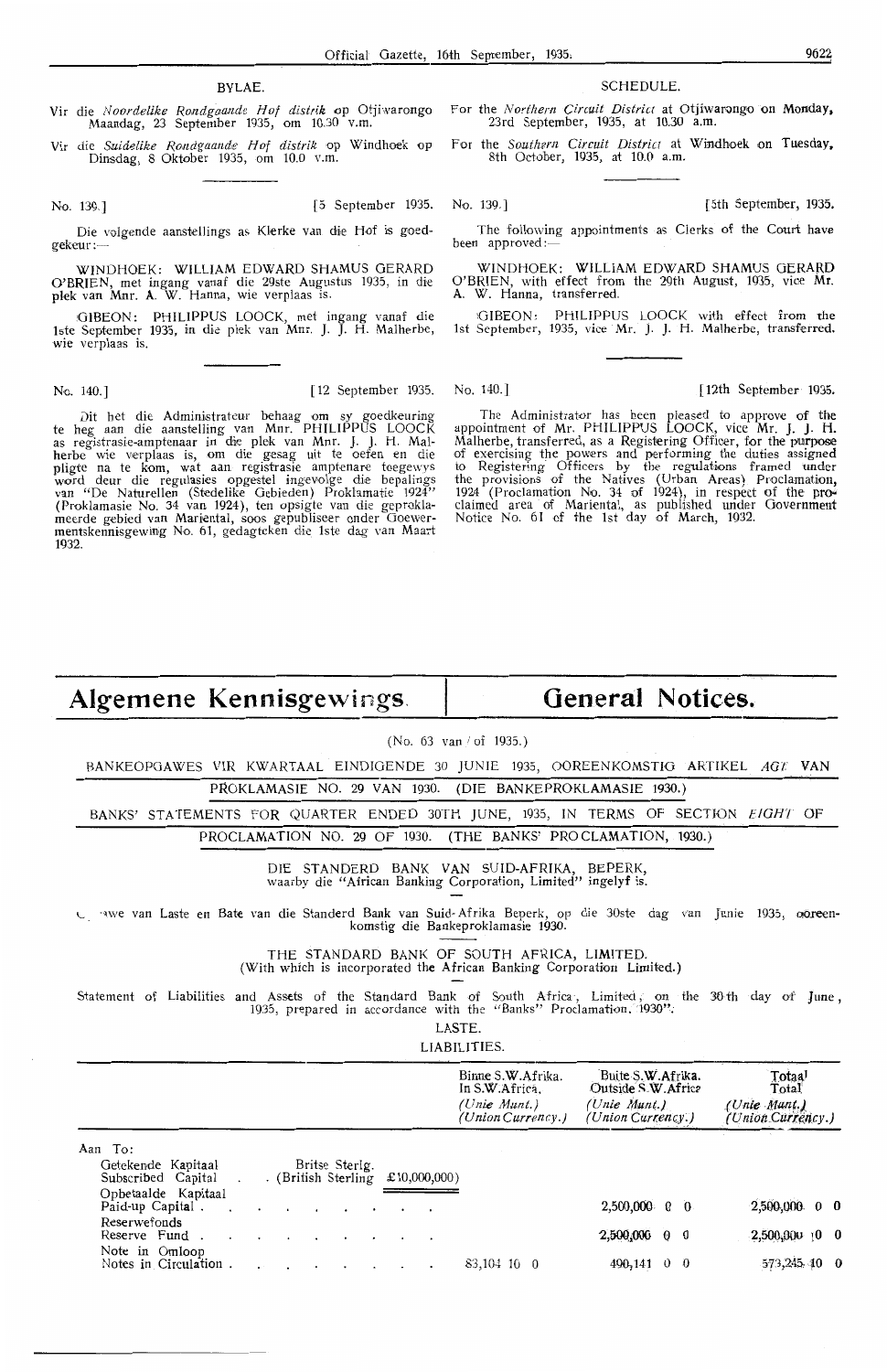BYLAE.

Vir die *Noordelike Rondgaande Hof distrik* op Otjiwarongo Maandag, 23 September 1935, om 10.30 v.m.

Vir die *Suidelike Rondgaande Hof distrik* op Windhoek op Dinsdag, 8 Oktober 1935, om 10.0 v.m.

No. 139.] [5 September 1935.

Die volgende aanstellings as Klerke van die Hof is goedgekeur:—

WINDHOEK: WILLIAM EDWARD SHAMUS GERARD O'BRIEN, met ingang vanaf die 29ste Augustus 1935, in die plek van Mnr. A. W. Hanna, wie verplaas is.

GIBEON: PHILIPPUS LOOCK, met ingang vanaf die 1ste September 1935, in die plek van Mnr. J. J. H. Malherbe, wie verplaas is.

No. 140.] [12 September 1935.

Dit het die Administrateur behaag om sy goedkeuring te heg aan die aanstelling van Mnr. PHILIPPUS LOOCK as registrasie-amptenaar in die plek van Mnr. J. J. H. Malherbe wie verplaas is, om die gesag uit te oefen en die pligte na te kom, wat aan registrasie amptenare toegewys word deur die regulasies opgestel ingevolge die bepalings van "De Naturellen (Stedelike Gebieden) Proklamatie 1924" (Proklamasie No. 34 van 1924), ten opsigte van die geproklameerde gebied van Mariental, soos gepubliseer onder Goewermentskennisgewing No. 61, gedagteken die 1ste dag van Maart 1932.

SCHEDULE.

For the *Northern Circuit District* at Otjiwarongo on Monday, 23rd September, 1935, at 10.30 a.m.

For the *Southern Circuit District* at Windhoek on Tuesday, 8th October, 1935, at 10.0 a.m.

No. 139.] [5th September, 1935.

The following appointments as Clerks of the Court have been approved:—

WINDHOEK: WILLIAM EDWARD SHAMUS GERARD O'BRIEN, with effect from the 29th August, 1935, vice Mr. A. W. Hanna, transferred.

GIBEON: PHILIPPUS LOOCK with effect from the 1st September, 1935, vice Mr. J. J. H. Malherbe, transferred.

No. 140.] [12th September 1935.

The Administrator has been pleased to approve of the appointment of Mr. PHILIPPUS LOOCK, vice Mr. J. J. H. Malherbe, transferred, as a Registering Officer, for the purpose of exercising the powers and performing the duties assigned to Registering Officers by the regulations framed under the provisions of the Natives (Urban Areas) Proclamation, 1924 (Proclamation No. 34 of 1924), in respect of the proclaimed area of Mariental, as published under Government Notice No. 61 of the 1st day of March, 1932.

# Algemene Kennisgewings. | General Notices.

(No. 63 van / of 1935.)

BANKEOPGAWES VIR KWARTAAL EINDIGENDE 30 JUNIE 1935, OOREENKOMSTIG ARTIKEL *AGT* VAN PROKLAMASIE NO. 29 VAN 1930. (DIE BANKEPROKLAMASIE 1930.)

BANKS' STATEMENTS FOR QUARTER ENDED 30TH JUNE, 1935, IN TERMS OF SECTION *EIGHT* OF PROCLAMATION NO. 29 OF 1930. (THE BANKS' PROCLAMATION, 1930.)

DIE STANDERD BANK VAN SUID-AFRIKA, BEPERK, waarby die "African Banking Corporation, Limited" ingelyf is.

Opgawe van Laste en Bate van die Standerd Bank van Suid-Afrika Beperk, op die 30ste dag van Junie 1935, ooreenkomstig die Bankeproklamasie 1930.

THE STANDARD BANK OF SOUTH AFRICA, LIMITED. (With which is incorporated the African Banking Corporation Limited.)

Statement of Liabilities and Assets of the Standard Bank of South Africa, Limited, on the 30th day of June, 1935, prepared in accordance with the "Banks" Proclamation, 1930".

LASTE.
LIABILITIES.

| | Binne S.W.Afrika. In S.W.Africa. (*Unie Munt.*) (*Union Currency.*) | Buite S.W.Afrika. Outside S.W.Africa (*Unie Munt.*) (*Union Currency.*) | Totaal Total (*Unie Munt.*) (*Union Currency.*) |
|---|---|---|---|
| Aan To: | | | |
| Getekende Kapitaal Subscribed Capital . Britse Sterlg. (British Sterling £10,000,000) | | | |
| Opbetaalde Kapitaal Paid-up Capital | | 2,500,000 0 0 | 2,500,000 0 0 |
| Reserwefonds Reserve Fund | | 2,500,000 0 0 | 2,500,000 0 0 |
| Note in Omloop Notes in Circulation | 83,104 10 0 | 490,141 0 0 | 573,245 10 0 |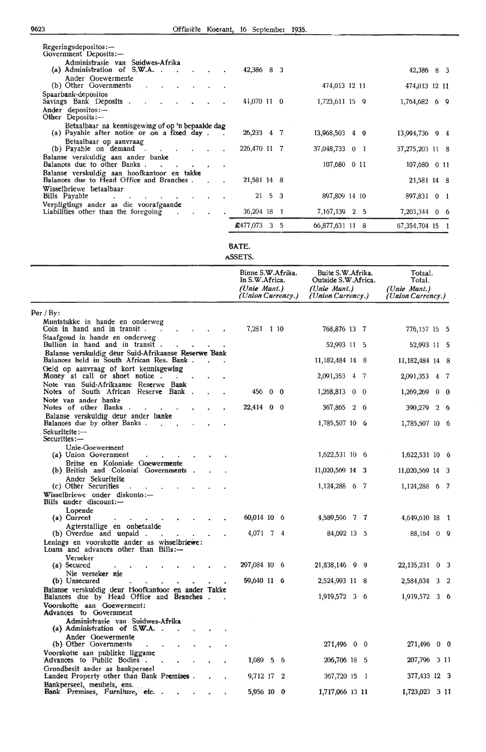| | | | |
|---|---|---|---|
| Regeringsdepositos:— Government Deposits:— | | | |
| Administrasie van Suidwes-Afrika (a) Administration of S.W.A. | 42,386 8 3 | | 42,386 8 3 |
| Ander Goewermente (b) Other Governments | | 474,013 12 11 | 474,013 12 11 |
| Spaarbank-depositos Savings Bank Deposits | 41,070 11 0 | 1,723,611 15 9 | 1,764,682 6 9 |
| Ander depositos:— Other Deposits:— | | | |
| Betaalbaar na kennisgewing of op 'n bepaalde dag (a) Payable after notice or on a fixed day | 26,233 4 7 | 13,968,503 4 9 | 13,994,736 9 4 |
| Betaalbaar op aanvraag (b) Payable on demand | 226,470 11 7 | 37,048,733 0 1 | 37,275,203 11 8 |
| Balanse verskuldig aan ander banke Balances due to other Banks | | 107,680 0 11 | 107,680 0 11 |
| Balanse verskuldig aan hoofkantoor en takke Balances due to Head Office and Branches | 21,581 14 8 | | 21,581 14 8 |
| Wisselbriewe betaalbaar Bills Payable | 21 5 3 | 897,809 14 10 | 897,831 0 1 |
| Verpligtings ander as die voorafgaande Liabilities other than the foregoing | 36,204 18 1 | 7,167,139 2 5 | 7,203,344 0 6 |
| | £477,073 3 5 | 66,877,631 11 8 | 67,354,704 15 1 |

BATE.
ASSETS.

| | Binne S.W.Afrika. In S.W.Africa. *(Unie Munt.)* *(Union Currency.)* | Buite S.W.Afrika. Outside S.W.Africa. *(Unie Munt.)* *(Union Currency.)* | Totaal. Total. *(Unie Munt.)* *(Union Currency.)* |
|---|---|---|---|
| Per / By: | | | |
| Muntstukke in hande en onderweg Coin in hand and in transit | 7,281 1 10 | 768,876 13 7 | 776,157 15 5 |
| Staafgoud in hande en onderweg Bullion in hand and in transit | | 52,993 11 5 | 52,993 11 5 |
| Balanse verskuldig deur Suid-Afrikaanse Reserwe Bank Balances held in South African Res. Bank | | 11,182,484 14 8 | 11,182,484 14 8 |
| Geld op aanvraag of kort kennisgewing Money at call or short notice | | 2,091,353 4 7 | 2,091,353 4 7 |
| Note van Suid-Afrikaanse Reserwe Bank Notes of South African Reserve Bank | 456 0 0 | 1,268,813 0 0 | 1,269,269 0 0 |
| Note van ander banke Notes of other Banks | 22,414 0 0 | 367,865 2 6 | 390,279 2 6 |
| Balanse verskuldig deur ander banke Balances due by other Banks | | 1,785,507 10 6 | 1,785,507 10 6 |
| Sekuriteite:— Securities:— | | | |
| Unie-Goewerment (a) Union Government | | 1,622,531 10 6 | 1,622,531 10 6 |
| Britse en Koloniale Goewermente (b) British and Colonial Governments | | 11,020,569 14 3 | 11,020,569 14 3 |
| Ander Sekuriteite (c) Other Securities | | 1,124,288 6 7 | 1,124,288 6 7 |
| Wisselbriewe onder diskonto:— Bills under discount:— | | | |
| Lopende (a) Current | 60,014 10 6 | 4,589,596 7 7 | 4,649,610 18 1 |
| Agterstallige en onbetaalde (b) Overdue and unpaid | 4,071 7 4 | 84,092 13 5 | 88,164 0 9 |
| Lenings en voorskotte ander as wisselbriewe: Loans and advances other than Bills:— | | | |
| Verseker (a) Secured | 297,084 10 6 | 21,838,146 9 9 | 22,135,231 0 3 |
| Nie verseker nie (b) Unsecured | 59,640 11 6 | 2,524,993 11 8 | 2,584,634 3 2 |
| Balanse verskuldig deur Hoofkantoor en ander Takke Balances due by Head Office and Branches | | 1,919,572 3 6 | 1,919,572 3 6 |
| Voorskotte aan Goewerment: Advances to Government | | | |
| Administrasie van Suidwes-Afrika (a) Administration of S.W.A. | | | |
| Ander Goewermente (b) Other Governments | | 271,496 0 0 | 271,496 0 0 |
| Voorskotte aan publieke liggame Advances to Public Bodies | 1,089 5 6 | 206,706 18 5 | 207,796 3 11 |
| Grondbesit ander as bankperseel Landed Property other than Bank Premises | 9,712 17 2 | 367,720 15 1 | 377,433 12 3 |
| Bankperseel, meubels, ens. Bank Premises, Furniture, etc. | 5,956 10 0 | 1,717,066 13 11 | 1,723,023 3 11 |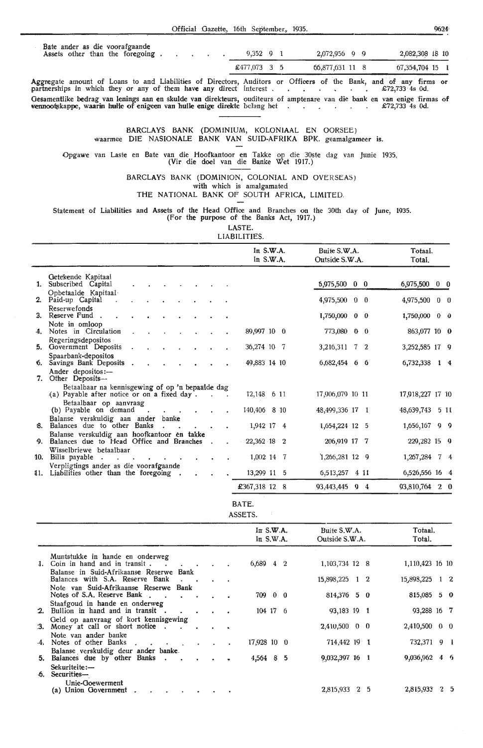| | | | |
|---|---|---|---|
| Bate ander as die voorafgaande<br>Assets other than the foregoing | 9,352 9 1 | 2,072,956 9 9 | 2,082,308 18 10 |
| | £477,073 3 5 | 66,877,631 11 8 | 67,354,704 15 1 |

Aggregate amount of Loans to and Liabilities of Directors, Auditors or Officers of the Bank, and of any firms or partnerships in which they or any of them have any direct interest . . . . . . . £72,733 4s 0d.

Gesamentlike bedrag van lenings aan en skulde van direkteurs, ouditeurs of amptenare van die bank en van enige firmas of vennootskappe, waarin hulle of enigeen van hulle enige direkte belang het . . . . . . . £72,733 4s 0d.

BARCLAYS BANK (DOMINIUM, KOLONIAAL EN OORSEE) waarmee DIE NASIONALE BANK VAN SUID-AFRIKA BPK. geamalgameer is.

Opgawe van Laste en Bate van die Hoofkantoor en Takke op die 30ste dag van Junie 1935. (Vir die doel van die Banke Wet 1917.)

BARCLAYS BANK (DOMINION, COLONIAL AND OVERSEAS) with which is amalgamated THE NATIONAL BANK OF SOUTH AFRICA, LIMITED.

Statement of Liabilities and Assets of the Head Office and Branches on the 30th day of June, 1935. (For the purpose of the Banks Act, 1917.)

LASTE.
LIABILITIES.

| | In S.W.A.<br>In S.W.A. | Buite S.W.A.<br>Outside S.W.A. | Totaal.<br>Total. |
|---|---|---|---|
| Getekende Kapitaal<br>1. Subscribed Capital | | 6,975,500 0 0 | 6,975,500 0 0 |
| Opbetaalde Kapitaal<br>2. Paid-up Capital | | 4,975,500 0 0 | 4,975,500 0 0 |
| Reserwefonds<br>3. Reserve Fund | | 1,750,000 0 0 | 1,750,000 0 0 |
| Note in omloop<br>4. Notes in Circulation | 89,997 10 0 | 773,080 0 0 | 863,077 10 0 |
| Regeringsdepositos<br>5. Government Deposits | 36,274 10 7 | 3,216,311 7 2 | 3,252,585 17 9 |
| Spaarbank-depositos<br>6. Savings Bank Deposits | 49,883 14 10 | 6,682,454 6 6 | 6,732,338 1 4 |
| Ander depositos:—<br>7. Other Deposits— | | | |
| Betaalbaar na kennisgewing of op 'n bepaalde dag<br>(a) Payable after notice or on a fixed day | 12,148 6 11 | 17,906,079 10 11 | 17,918,227 17 10 |
| Betaalbaar op aanvraag<br>(b) Payable on demand | 140,406 8 10 | 48,499,336 17 1 | 48,639,743 5 11 |
| Balanse verskuldig aan ander banke<br>8. Balances due to other Banks | 1,942 17 4 | 1,654,224 12 5 | 1,656,167 9 9 |
| Balanse verskuldig aan hoofkantoor en takke<br>9. Balances due to Head Office and Branches | 22,362 18 2 | 206,919 17 7 | 229,282 15 9 |
| Wisselbriewe betaalbaar<br>10. Bills payable | 1,002 14 7 | 1,266,281 12 9 | 1,267,284 7 4 |
| Verpligtings ander as die voorafgaande<br>11. Liabilities other than the foregoing | 13,299 11 5 | 6,513,257 4 11 | 6,526,556 16 4 |
| | £367,318 12 8 | 93,443,445 9 4 | 93,810,764 2 0 |

BATE.
ASSETS.

| | In S.W.A.<br>In S.W.A. | Buite S.W.A.<br>Outside S.W.A. | Totaal.<br>Total. |
|---|---|---|---|
| Muntstukke in hande en onderweg<br>1. Coin in hand and in transit | 6,689 4 2 | 1,103,734 12 8 | 1,110,423 16 10 |
| Balanse in Suid-Afrikaanse Reserwe Bank<br>Balances with S.A. Reserve Bank | | 15,898,225 1 2 | 15,898,225 1 2 |
| Note van Suid-Afrikaanse Reserwe Bank<br>Notes of S.A. Reserve Bank | 709 0 0 | 814,376 5 0 | 815,085 5 0 |
| Staafgoud in hande en onderweg<br>2. Bullion in hand and in transit | 104 17 6 | 93,183 19 1 | 93,288 16 7 |
| Geld op aanvraag of kort kennisgewing<br>3. Money at call or short notice | | 2,410,500 0 0 | 2,410,500 0 0 |
| Note van ander banke<br>4. Notes of other Banks | 17,928 10 0 | 714,442 19 1 | 732,371 9 1 |
| Balanse verskuldig deur ander banke<br>5. Balances due by other Banks | 4,564 8 5 | 9,032,397 16 1 | 9,036,962 4 6 |
| Sekuriteite:—<br>6. Securities— | | | |
| Unie-Goewerment<br>(a) Union Government | | 2,815,933 2 5 | 2,815,933 2 5 |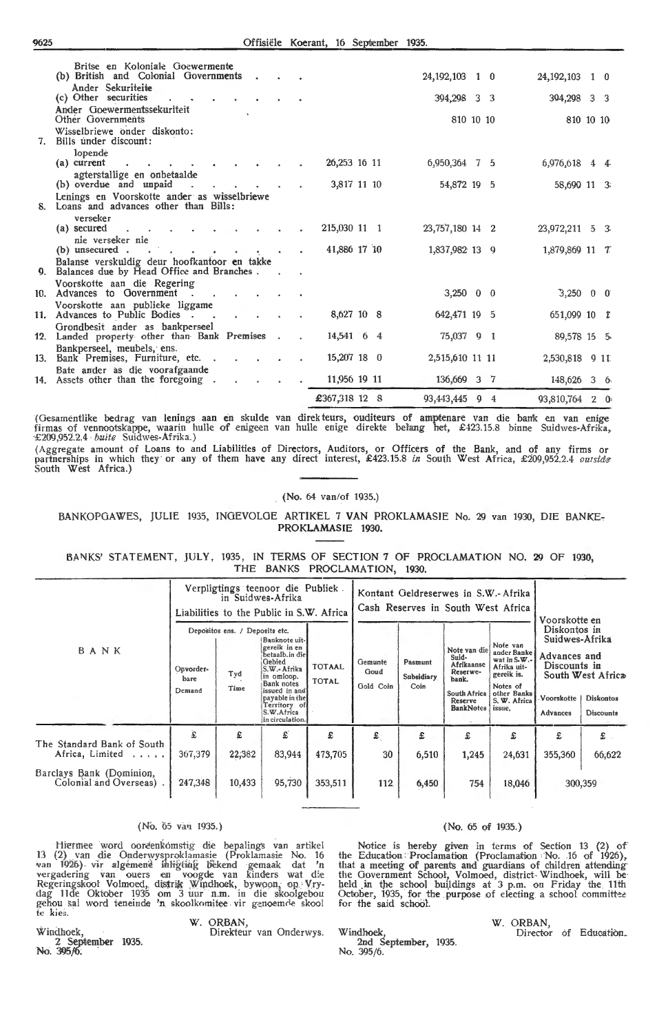| | | | |
|---|---|---|---|
| Britse en Koloniale Goewermente<br>(b) British and Colonial Governments | | 24,192,103 1 0 | 24,192,103 1 0 |
| Ander Sekuriteite<br>(c) Other securities | | 394,298 3 3 | 394,298 3 3 |
| Ander Goewermentssekuriteit<br>Other Governments | | 810 10 10 | 810 10 10 |
| Wisselbriewe onder diskonto:<br>7. Bills under discount: | | | |
| lopende<br>(a) current | 26,253 16 11 | 6,950,364 7 5 | 6,976,618 4 4 |
| agterstallige en onbetaalde<br>(b) overdue and unpaid | 3,817 11 10 | 54,872 19 5 | 58,690 11 3 |
| Lenings en Voorskotte ander as wisselbriewe<br>8. Loans and advances other than Bills: | | | |
| verseker<br>(a) secured | 215,030 11 1 | 23,757,180 14 2 | 23,972,211 5 3 |
| nie verseker nie<br>(b) unsecured | 41,886 17 10 | 1,837,982 13 9 | 1,879,869 11 7 |
| Balanse verskuldig deur hoofkantoor en takke<br>9. Balances due by Head Office and Branches | | | |
| Voorskotte aan die Regering<br>10. Advances to Government | | 3,250 0 0 | 3,250 0 0 |
| Voorskotte aan publieke liggame<br>11. Advances to Public Bodies | 8,627 10 8 | 642,471 19 5 | 651,099 10 1 |
| Grondbesit ander as bankperseel<br>12. Landed property other than Bank Premises | 14,541 6 4 | 75,037 9 1 | 89,578 15 5 |
| Bankperseel, meubels, ens.<br>13. Bank Premises, Furniture, etc. | 15,207 18 0 | 2,515,610 11 11 | 2,530,818 9 11 |
| Bate ander as die voorafgaande<br>14. Assets other than the foregoing | 11,956 19 11 | 136,669 3 7 | 148,626 3 6 |
| | £367,318 12 8 | 93,443,445 9 4 | 93,810,764 2 0 |

(Gesamentlike bedrag van lenings aan en skulde van direkteurs, ouditeurs of amptenare van die bank en van enige firmas of vennootskappe, waarin hulle of enigeen van hulle enige direkte belang het, £423.15.8 binne Suidwes-Afrika, £209,952.2.4 *buite* Suidwes-Afrika.)

(Aggregate amount of Loans to and Liabilities of Directors, Auditors, or Officers of the Bank, and of any firms or partnerships in which they or any of them have any direct interest, £423.15.8 *in* South West Africa, £209,952.2.4 *outside* South West Africa.)

(No. 64 van/of 1935.)

BANKOPGAWES, JULIE 1935, INGEVOLGE ARTIKEL 7 VAN PROKLAMASIE No. 29 van 1930, DIE BANKE-PROKLAMASIE 1930.

BANKS' STATEMENT, JULY, 1935, IN TERMS OF SECTION 7 OF PROCLAMATION NO. 29 OF 1930, THE BANKS PROCLAMATION, 1930.

| BANK | Verpligtings teenoor die Publiek in Suidwes-Afrika / Liabilities to the Public in S.W. Africa | | | | Kontant Geldreserwes in S.W.-Afrika / Cash Reserves in South West Africa | | | | Voorskotte en Diskontos in Suidwes-Afrika / Advances and Discounts in South West Africa | |
|---|---|---|---|---|---|---|---|---|---|---|
| | Deposito ens. / Deposits etc. | | | | | | | | | |
| | Opvorderbare / Demand | Tyd / Time | Banknote uitgereik in en betaalb. in die Gebied S.W.-Afrika in omloop. / Bank notes issued in and payable in the Territory of S.W. Africa in circulation. | TOTAAL / TOTAL | Gemunte Goud / Gold Coin | Pasmunt / Subsidiary Coin | Note van die Suid-Afrikaanse Reserwebank. / South Africa Reserve BankNotes | Note van ander Banke wat in S.W.-Afrika uitgereik is. / Notes of other Banks S.W. Africa issue. | Voorskotte / Advances | Diskontos / Discounts |
| | £ | £ | £ | £ | £ | £ | £ | £ | £ | £ |
| The Standard Bank of South Africa, Limited | 367,379 | 22,382 | 83,944 | 473,705 | 30 | 6,510 | 1,245 | 24,631 | 355,360 | 66,622 |
| Barclays Bank (Dominion, Colonial and Overseas) | 247,348 | 10,433 | 95,730 | 353,511 | 112 | 6,450 | 754 | 18,046 | 300,359 | |

(No. 65 van 1935.)

Hiermee word ooreenkomstig die bepalings van artikel 13 (2) van die Onderwysproklamasie (Proklamasie No. 16 van 1926) vir algemene inligting bekend gemaak dat 'n vergadering van ouers en voogde van kinders wat die Regeringskool Volmoed, distrik Windhoek, bywoon, op Vrydag 11de Oktober 1935 om 3 uur n.m. in die skoolgebou gehou sal word teneinde 'n skoolkomitee vir genoemde skool te kies.

W. ORBAN,
Direkteur van Onderwys.

Windhoek,
2 September 1935.
No. 395/6.

(No. 65 of 1935.)

Notice is hereby given in terms of Section 13 (2) of the Education Proclamation (Proclamation No. 16 of 1926), that a meeting of parents and guardians of children attending the Government School, Volmoed, district Windhoek, will be held in the school buildings at 3 p.m. on Friday the 11th October, 1935, for the purpose of electing a school committee for the said school.

W. ORBAN,
Director of Education.

Windhoek,
2nd September, 1935.
No. 395/6.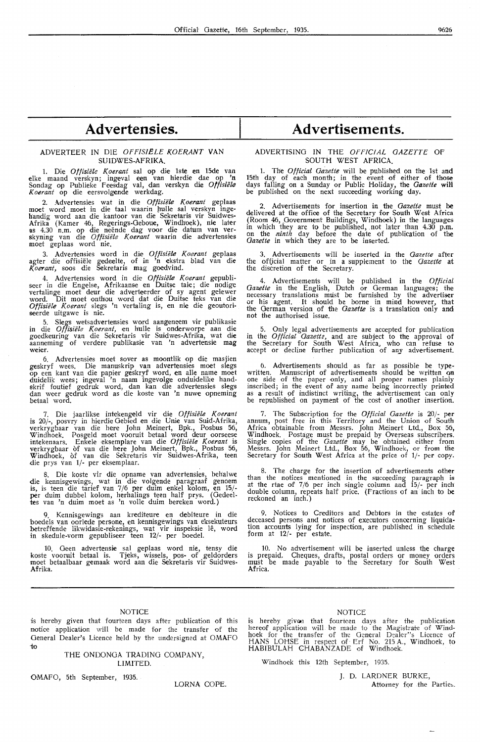# Advertensies.

## ADVERTEER IN DIE *OFFISIËLE KOERANT* VAN SUIDWES-AFRIKA.

1. Die *Offisiële Koerant* sal op die 1ste en 15de van elke maand verskyn; ingeval een van hierdie dae op 'n Sondag op Publieke Feesdag val, dan verskyn die *Offisiële Koerant* op die eersvolgende werkdag.

2. Advertensies wat in die *Offisiële Koerant* geplaas moet word moet in die taal waarin hulle sal verskyn ingehandig word aan die kantoor van die Sekretaris vir Suidwes-Afrika (Kamer 46, Regerings-Geboue, Windhoek), nie later as 4.30 n.m. op die neënde dag voor die datum van verskyning van die *Offisiële Koerant* waarin die advertensies moet geplaas word nie.

3. Advertensies word in die *Offisiële Koerant* geplaas agter die offisiële gedeelte, of in 'n ekstra blad van die *Koerant*, soos die Sekretaris mag goedvind.

4. Advertensies word in die *Offisiële Koerant* gepubliseer in die Engelse, Afrikaanse en Duitse tale; die nodige vertalinge moet deur die adverteerder of sy agent gelewer word. Dit moet onthou word dat die Duitse teks van die *Offisiële Koerant* slegs 'n vertaling is, en nie die geoutoriseerde uitgawe is nie.

5. Slegs wetsadvertensies word aangeneem vir publikasie in die *Offisiële Koerant*, en hulle is onderworpe aan die goedkeuring van die Sekretaris vir Suidwes-Afrika, wat die aanneming of verdere publikasie van 'n advertensie mag weier.

6. Advertensies moet sover as moontlik op die masjien geskryf wees. Die manuskrip van advertensies moet slegs op een kant van die papier geskryf word, en alle name moet duidelik wees; ingeval 'n naam ingevolge onduidelike handskrif foutief gedruk word, dan kan die advertensies slegs dan weer gedruk word as die koste van 'n nuwe opneming betaal word.

7. Die jaarlikse intekengeld vir die *Offisiële Koerant* is 20/-, posvry in hierdie Gebied en die Unie van Suid-Afrika, verkrygbaar van die here John Meinert, Bpk., Posbus 56, Windhoek. Posgeld moet vooruit betaal word deur oorseese intekenaars. Enkele eksemplare van die *Offisiële Koerant* is verkrygbaar òf van die here John Meinert, Bpk., Posbus 56, Windhoek, òf van die Sekretaris vir Suidwes-Afrika, teen die prys van 1/- per eksemplaar.

8. Die koste vir die opname van advertensies, behalwe die kennisgewings, wat in die volgende paragraaf genoem is, is teen die tarief van 7/6 per duim enkel kolom, en 15/- per duim dubbel kolom, herhalings teen half prys. (Gedeeltes van 'n duim moet as 'n volle duim bereken word.)

9. Kennisgewings aan krediteure en debiteure in die boedels van oorlede persone, en kennisgewings van eksekuteurs betreffende likwidasie-rekenings, wat vir inspeksie lê, word in skedule-vorm gepubliseer teen 12/- per boedel.

10. Geen advertensie sal geplaas word nie, tensy die koste vooruit betaal is. Tjeks, wissels, pos- of geldorders moet betaalbaar gemaak word aan die Sekretaris vir Suidwes-Afrika.

# Advertisements.

## ADVERTISING IN THE *OFFICIAL GAZETTE* OF SOUTH WEST AFRICA.

1. The *Official Gazette* will be published on the 1st and 15th day of each month; in the event of either of those days falling on a Sunday or Public Holiday, the *Gazette* will be published on the next succeeding working day.

2. Advertisements for insertion in the *Gazette* must be delivered at the office of the Secretary for South West Africa (Room 46, Government Buildings, Windhoek) in the languages in which they are to be published, not later than 4.30 p.m. on the *ninth* day before the date of publication of the *Gazette* in which they are to be inserted.

3. Advertisements will be inserted in the *Gazette* after the official matter or in a supplement to the *Gazette* at the discretion of the Secretary.

4. Advertisements will be published in the *Official Gazette* in the English, Dutch or German languages; the necessary translations must be furnished by the advertiser or his agent. It should be borne in mind however, that the German version of the *Gazette* is a translation only and not the authorised issue.

5. Only legal advertisements are accepted for publication in the *Official Gazette*, and are subject to the approval of the Secretary for South West Africa, who can refuse to accept or decline further publication of any advertisement.

6. Advertisements should as far as possible be typewritten. Manuscript of advertisements should be written on one side of the paper only, and all proper names plainly inscribed; in the event of any name being incorrectly printed as a result of indistinct writing, the advertisement can only be republished on payment of the cost of another insertion.

7. The Subscription for the *Official Gazette* is 20/- per annum, post free in this Territory and the Union of South Africa obtainable from Messrs. John Meinert Ltd., Box 56, Windhoek. Postage must be prepaid by Overseas subscribers. Single copies of the *Gazette* may be obtained either from Messrs. John Meinert Ltd., Box 56, Windhoek, or from the Secretary for South West Africa at the price of 1/- per copy.

8. The charge for the insertion of advertisements other than the notices mentioned in the succeeding paragraph is at the rtae of 7/6 per inch single column and 15/- per inch double column, repeats half price. (Fractions of an inch to be reckoned an inch.)

9. Notices to Creditors and Debtors in the estates of deceased persons and notices of executors concerning liquidation accounts lying for inspection, are published in schedule form at 12/- per estate.

10. No advertisement will be inserted unless the charge is prepaid. Cheques, drafts, postal orders or money orders must be made payable to the Secretary for South West Africa.

---

NOTICE

is hereby given that fourteen days after publication of this notice application will be made for the transfer of the General Dealer's Licence held by the undersigned at OMAFO to

THE ONDONGA TRADING COMPANY, LIMITED.

OMAFO, 5th September, 1935.

LORNA COPE.

---

NOTICE

is hereby given that fourteen days after the publication hereof application will be made to the Magistrate of Windhoek for the transfer of the General Dealer''s Licence of HANS LOHSE in respect of Erf No. 215 A., Windhoek, to HABIBULAH CHABANZADE of Windhoek.

Windhoek this 12th September, 1935.

J. D. LARDNER BURKE,
Attorney for the Parties.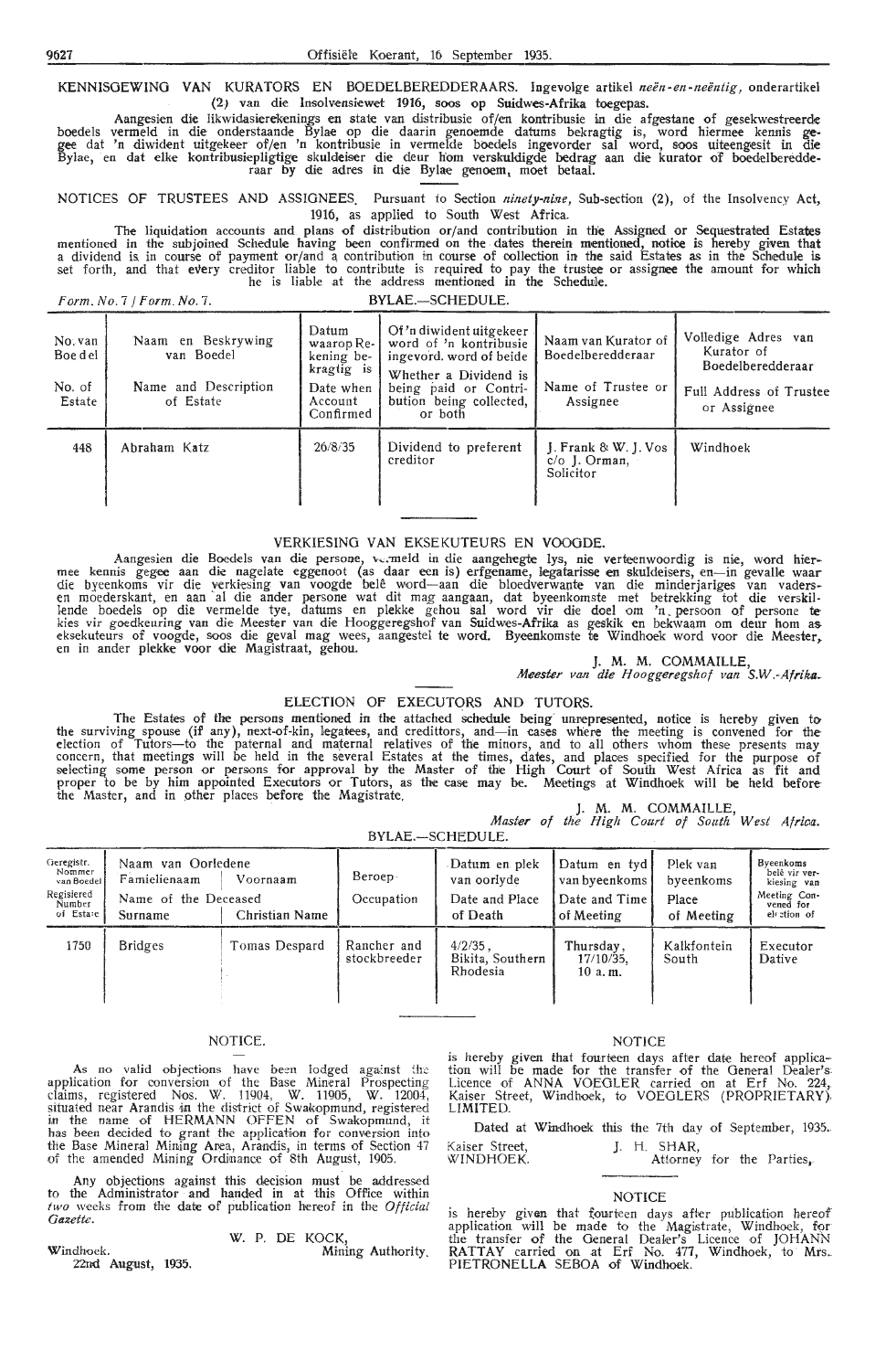KENNISGEWING VAN KURATORS EN BOEDELBEREDDERAARS. Ingevolge artikel *neën-en-neëntig,* onderartikel (2) van die Insolvensiewet 1916, soos op Suidwes-Afrika toegepas.

Aangesien die likwidasierekenings en state van distribusie of/en kontribusie in die afgestane of gesekwestreerde boedels vermeld in die onderstaande Bylae op die daarin genoemde datums bekragtig is, word hiermee kennis gegee dat 'n diwident uitgekeer of/en 'n kontribusie in vermelde boedels ingevorder sal word, soos uiteengesit in die Bylae, en dat elke kontribusiepligtige skuldeiser die deur hom verskuldigde bedrag aan die kurator of boedelberedderaar by die adres in die Bylae genoem, moet betaal.

NOTICES OF TRUSTEES AND ASSIGNEES. Pursuant to Section *ninety-nine,* Sub-section (2), of the Insolvency Act, 1916, as applied to South West Africa.

The liquidation accounts and plans of distribution or/and contribution in the Assigned or Sequestrated Estates mentioned in the subjoined Schedule having been confirmed on the dates therein mentioned, notice is hereby given that a dividend is in course of payment or/and a contribution in course of collection in the said Estates as in the Schedule is set forth, and that every creditor liable to contribute is required to pay the trustee or assignee the amount for which he is liable at the address mentioned in the Schedule.

*Form. No. 7 / Form. No. 7.* BYLAE.—SCHEDULE.

| No. van Boedel / No. of Estate | Naam en Beskrywing van Boedel / Name and Description of Estate | Datum waarop Rekening bekragtig is / Date when Account Confirmed | Of 'n diwident uitgekeer word of 'n kontribusie ingevord. word of beide / Whether a Dividend is being paid or Contribution being collected, or both | Naam van Kurator of Boedelberedderaar / Name of Trustee or Assignee | Volledige Adres van Kurator of Boedelberedderaar / Full Address of Trustee or Assignee |
|---|---|---|---|---|---|
| 448 | Abraham Katz | 26/8/35 | Dividend to preferent creditor | J. Frank & W. J. Vos c/o J. Orman, Solicitor | Windhoek |

## VERKIESING VAN EKSEKUTEURS EN VOOGDE.

Aangesien die Boedels van die persone, vermeld in die aangehegte lys, nie verteenwoordig is nie, word hiermee kennis gegee aan die nagelate eggenoot (as daar een is) erfgename, legatarisse en skuldeisers, en—in gevalle waar die byeenkoms vir die verkiesing van voogde belê word—aan die bloedverwante van die minderjariges van vadersen moederskant, en aan al die ander persone wat dit mag aangaan, dat byeenkomste met betrekking tot die verskillende boedels op die vermelde tye, datums en plekke gehou sal word vir die doel om 'n persoon of persone te kies vir goedkeuring deur die Meester van die Hooggeregshof van Suidwes-Afrika as geskik en bekwaam om deur hom as eksekuteurs of voogde, soos die geval mag wees, aangestel te word. Byeenkomste te Windhoek word voor die Meester, en in ander plekke voor die Magistraat, gehou.

J. M. M. COMMAILLE,
*Meester van die Hooggeregshof van S.W.-Afrika.*

## ELECTION OF EXECUTORS AND TUTORS.

The Estates of the persons mentioned in the attached schedule being unrepresented, notice is hereby given to the surviving spouse (if any), next-of-kin, legatees, and creditors, and—in cases where the meeting is convened for the election of Tutors—to the paternal and maternal relatives of the minors, and to all others whom these presents may concern, that meetings will be held in the several Estates at the times, dates, and places specified for the purpose of selecting some person or persons for approval by the Master of the High Court of South West Africa as fit and proper to be by him appointed Executors or Tutors, as the case may be. Meetings at Windhoek will be held before the Master, and in other places before the Magistrate.

J. M. M. COMMAILLE,
*Master of the High Court of South West Africa.*

BYLAE.—SCHEDULE.

| Geregistr. Nommer van Boedel / Registered Number of Estate | Naam van Oorledene / Name of the Deceased — Familienaam / Surname | Voornaam / Christian Name | Beroep / Occupation | Datum en plek van oorlyde / Date and Place of Death | Datum en tyd van byeenkoms / Date and Time of Meeting | Plek van byeenkoms / Place of Meeting | Byeenkoms belê vir verkiesing van / Meeting Convened for election of |
|---|---|---|---|---|---|---|---|
| 1750 | Bridges | Tomas Despard | Rancher and stockbreeder | 4/2/35, Bikita, Southern Rhodesia | Thursday, 17/10/35, 10 a.m. | Kalkfontein South | Executor Dative |

## NOTICE.

As no valid objections have been lodged against the application for conversion of the Base Mineral Prospecting claims, registered Nos. W. 11904, W. 11905, W. 12004, situated near Arandis in the district of Swakopmund, registered in the name of HERMANN OFFEN of Swakopmund, it has been decided to grant the application for conversion into the Base Mineral Mining Area, Arandis, in terms of Section 47 of the amended Mining Ordinance of 8th August, 1905.

Any objections against this decision must be addressed to the Administrator and handed in at this Office within *two* weeks from the date of publication hereof in the *Official Gazette.*

W. P. DE KOCK,
Mining Authority.

Windhoek.
22nd August, 1935.

## NOTICE

is hereby given that fourteen days after date hereof application will be made for the transfer of the General Dealer's Licence of ANNA VOEGLER carried on at Erf No. 224, Kaiser Street, Windhoek, to VOEGLERS (PROPRIETARY) LIMITED.

Dated at Windhoek this the 7th day of September, 1935.

Kaiser Street,
WINDHOEK.

J. H. SHAR,
Attorney for the Parties.

## NOTICE

is hereby given that fourteen days after publication hereof application will be made to the Magistrate, Windhoek, for the transfer of the General Dealer's Licence of JOHANN RATTAY carried on at Erf No. 477, Windhoek, to Mrs. PIETRONELLA SEBOA of Windhoek.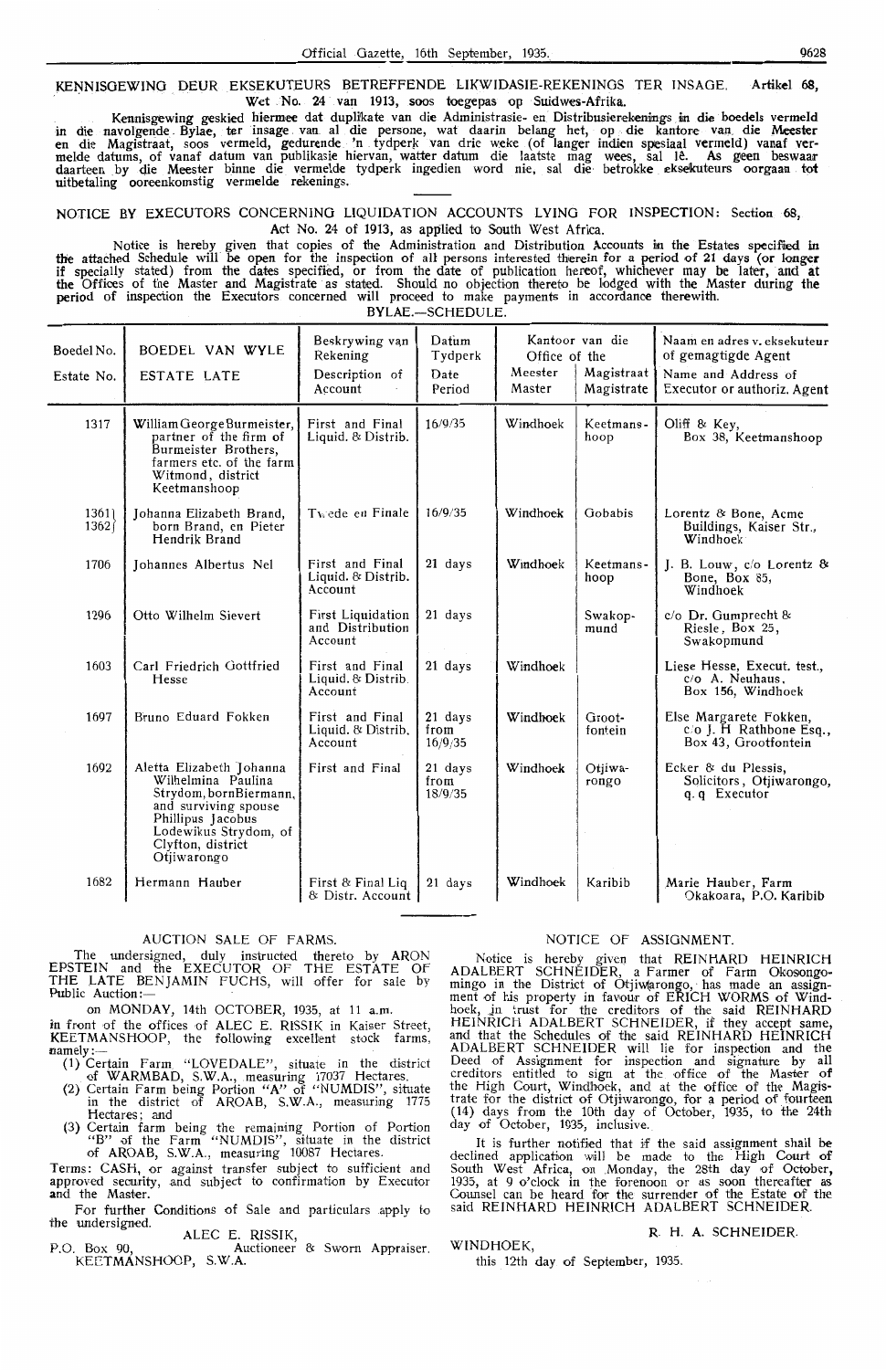## KENNISGEWING DEUR EKSEKUTEURS BETREFFENDE LIKWIDASIE-REKENINGS TER INSAGE. Artikel 68, Wet No. 24 van 1913, soos toegepas op Suidwes-Afrika.

Kennisgewing geskied hiermee dat duplikate van die Administrasie- en Distribusierekenings in die boedels vermeld in die navolgende Bylae, ter insage van al die persone, wat daarin belang het, op die kantore van die Meester en die Magistraat, soos vermeld, gedurende 'n tydperk van drie weke (of langer indien spesiaal vermeld) vanaf vermelde datums, of vanaf datum van publikasie hiervan, watter datum die laatste mag wees, sal lê. As geen beswaar daarteen by die Meester binne die vermelde tydperk ingedien word nie, sal die betrokke eksekuteurs oorgaan tot uitbetaling ooreenkomstig vermelde rekenings.

## NOTICE BY EXECUTORS CONCERNING LIQUIDATION ACCOUNTS LYING FOR INSPECTION: Section 68, Act No. 24 of 1913, as applied to South West Africa.

Notice is hereby given that copies of the Administration and Distribution Accounts in the Estates specified in the attached Schedule will be open for the inspection of all persons interested therein for a period of 21 days (or longer if specially stated) from the dates specified, or from the date of publication hereof, whichever may be later, and at the Offices of the Master and Magistrate as stated. Should no objection thereto be lodged with the Master during the period of inspection the Executors concerned will proceed to make payments in accordance therewith.

BYLAE.—SCHEDULE.

| Boedel No. / Estate No. | BOEDEL VAN WYLE / ESTATE LATE | Beskrywing van Rekening / Description of Account | Datum Tydperk / Date Period | Kantoor van die / Office of the: Meester / Master | Magistraat / Magistrate | Naam en adres v. eksekuteur of gemagtigde Agent / Name and Address of Executor or authoriz. Agent |
|---|---|---|---|---|---|---|
| 1317 | William George Burmeister, partner of the firm of Burmeister Brothers, farmers etc. of the farm Witmond, district Keetmanshoop | First and Final Liquid. & Distrib. | 16/9/35 | Windhoek | Keetmanshoop | Oliff & Key, Box 38, Keetmanshoop |
| 1361 1362 | Johanna Elizabeth Brand, born Brand, en Pieter Hendrik Brand | Tweede en Finale | 16/9/35 | Windhoek | Gobabis | Lorentz & Bone, Acme Buildings, Kaiser Str., Windhoek |
| 1706 | Johannes Albertus Nel | First and Final Liquid. & Distrib. Account | 21 days | Windhoek | Keetmanshoop | J. B. Louw, c/o Lorentz & Bone, Box 85, Windhoek |
| 1296 | Otto Wilhelm Sievert | First Liquidation and Distribution Account | 21 days | | Swakopmund | c/o Dr. Gumprecht & Riesle, Box 25, Swakopmund |
| 1603 | Carl Friedrich Gottfried Hesse | First and Final Liquid. & Distrib. Account | 21 days | Windhoek | | Liese Hesse, Execut. test., c/o A. Neuhaus, Box 156, Windhoek |
| 1697 | Bruno Eduard Fokken | First and Final Liquid. & Distrib. Account | 21 days from 16/9/35 | Windhoek | Grootfontein | Else Margarete Fokken, c/o J. H. Rathbone Esq., Box 43, Grootfontein |
| 1692 | Aletta Elizabeth Johanna Wilhelmina Paulina Strydom, born Biermann, and surviving spouse Phillipus Jacobus Lodewikus Strydom, of Clyfton, district Otjiwarongo | First and Final | 21 days from 18/9/35 | Windhoek | Otjiwarongo | Ecker & du Plessis, Solicitors, Otjiwarongo, q. q. Executor |
| 1682 | Hermann Hauber | First & Final Liq & Distr. Account | 21 days | Windhoek | Karibib | Marie Hauber, Farm Okakoara, P.O. Karibib |

### AUCTION SALE OF FARMS.

The undersigned, duly instructed thereto by ARON EPSTEIN and the EXECUTOR OF THE ESTATE OF THE LATE BENJAMIN FUCHS, will offer for sale by Public Auction:—

on MONDAY, 14th OCTOBER, 1935, at 11 a.m.

in front of the offices of ALEC E. RISSIK in Kaiser Street, KEETMANSHOOP, the following excellent stock farms, namely:—

(1) Certain Farm "LOVEDALE", situate in the district of WARMBAD, S.W.A., measuring 17037 Hectares.
(2) Certain Farm being Portion "A" of "NUMDIS", situate in the district of AROAB, S.W.A., measuring 1775 Hectares; and
(3) Certain farm being the remaining Portion of Portion "B" of the Farm "NUMDIS", situate in the district of AROAB, S.W.A., measuring 10087 Hectares.

Terms: CASH, or against transfer subject to sufficient and approved security, and subject to confirmation by Executor and the Master.

For further Conditions of Sale and particulars apply to the undersigned.

ALEC E. RISSIK,
Auctioneer & Sworn Appraiser.

P.O. Box 90,
KEETMANSHOOP, S.W.A.

### NOTICE OF ASSIGNMENT.

Notice is hereby given that REINHARD HEINRICH ADALBERT SCHNEIDER, a Farmer of Farm Okosongomingo in the District of Otjiwarongo, has made an assignment of his property in favour of ERICH WORMS of Windhoek, in trust for the creditors of the said REINHARD HEINRICH ADALBERT SCHNEIDER, if they accept same, and that the Schedules of the said REINHARD HEINRICH ADALBERT SCHNEIDER will lie for inspection and the Deed of Assignment for inspection and signature by all creditors entitled to sign at the office of the Master of the High Court, Windhoek, and at the office of the Magistrate for the district of Otjiwarongo, for a period of fourteen (14) days from the 10th day of October, 1935, to the 24th day of October, 1935, inclusive.

It is further notified that if the said assignment shall be declined application will be made to the High Court of South West Africa, on Monday, the 28th day of October, 1935, at 9 o'clock in the forenoon or as soon thereafter as Counsel can be heard for the surrender of the Estate of the said REINHARD HEINRICH ADALBERT SCHNEIDER.

R. H. A. SCHNEIDER.

WINDHOEK,
this 12th day of September, 1935.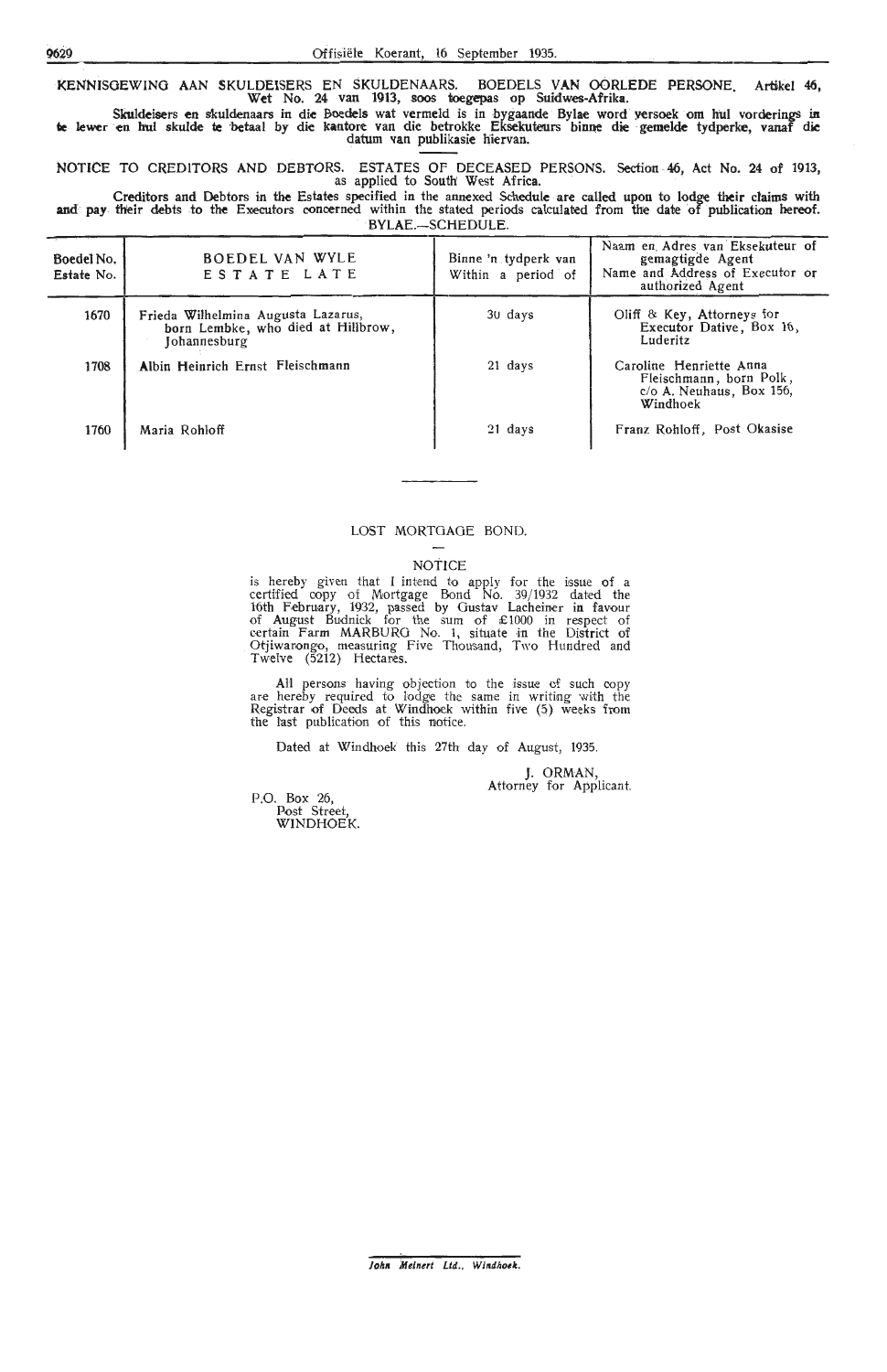KENNISGEWING AAN SKULDEISERS EN SKULDENAARS. BOEDELS VAN OORLEDE PERSONE. Artikel 46, Wet No. 24 van 1913, soos toegepas op Suidwes-Afrika.

Skuldeisers en skuldenaars in die Boedels wat vermeld is in bygaande Bylae word versoek om hul vorderings in te lewer en hul skulde te betaal by die kantore van die betrokke Eksekuteurs binne die gemelde tydperke, vanaf die datum van publikasie hiervan.

NOTICE TO CREDITORS AND DEBTORS. ESTATES OF DECEASED PERSONS. Section 46, Act No. 24 of 1913, as applied to South West Africa.

Creditors and Debtors in the Estates specified in the annexed Schedule are called upon to lodge their claims with and pay their debts to the Executors concerned within the stated periods calculated from the date of publication hereof.

BYLAE.—SCHEDULE.

| Boedel No. Estate No. | BOEDEL VAN WYLE ESTATE LATE | Binne 'n tydperk van Within a period of | Naam en Adres van Eksekuteur of gemagtigde Agent Name and Address of Executor or authorized Agent |
|---|---|---|---|
| 1670 | Frieda Wilhelmina Augusta Lazarus, born Lembke, who died at Hillbrow, Johannesburg | 30 days | Oliff & Key, Attorneys for Executor Dative, Box 16, Luderitz |
| 1708 | Albin Heinrich Ernst Fleischmann | 21 days | Caroline Henriette Anna Fleischmann, born Polk, c/o A. Neuhaus, Box 156, Windhoek |
| 1760 | Maria Rohloff | 21 days | Franz Rohloff, Post Okasise |

LOST MORTGAGE BOND.

NOTICE

is hereby given that I intend to apply for the issue of a certified copy of Mortgage Bond No. 39/1932 dated the 16th February, 1932, passed by Gustav Lacheiner in favour of August Budnick for the sum of £1000 in respect of certain Farm MARBURG No. 1, situate in the District of Otjiwarongo, measuring Five Thousand, Two Hundred and Twelve (5212) Hectares.

All persons having objection to the issue of such copy are hereby required to lodge the same in writing with the Registrar of Deeds at Windhoek within five (5) weeks from the last publication of this notice.

Dated at Windhoek this 27th day of August, 1935.

J. ORMAN,
Attorney for Applicant.

P.O. Box 26,
Post Street,
WINDHOEK.

*John Meinert Ltd., Windhoek.*